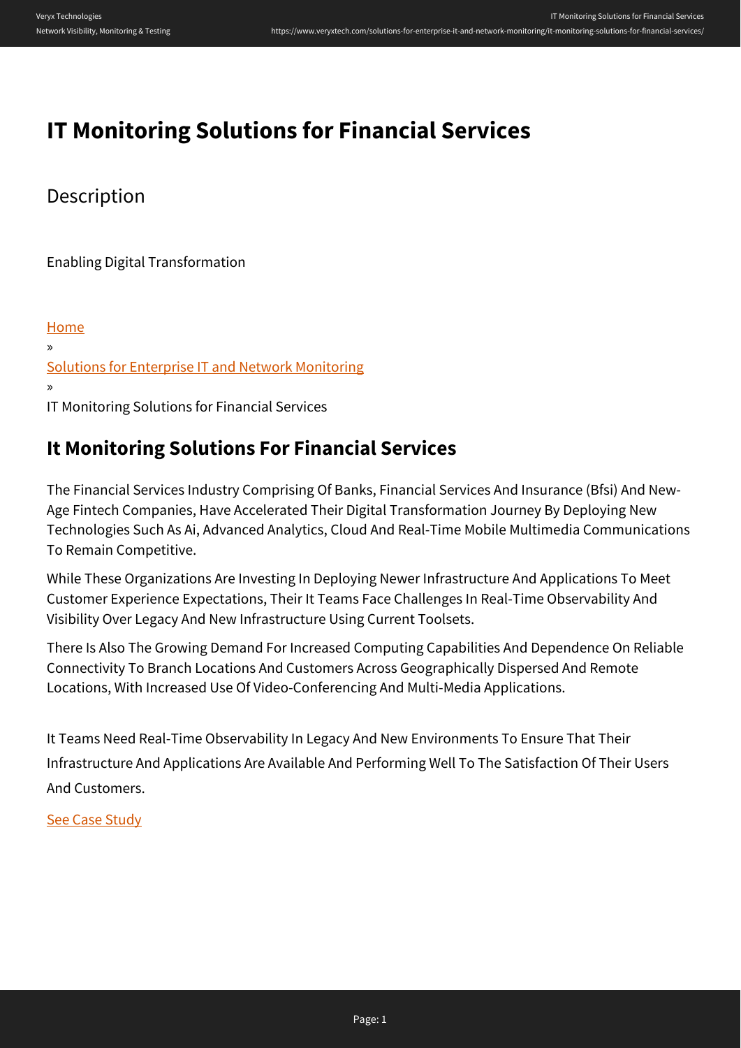# IT Monitoring Solutions for Financial Services

## Description

Enabling Digital Transformation

Home
»
Solutions for Enterprise IT and Network Monitoring
»
IT Monitoring Solutions for Financial Services

## It Monitoring Solutions For Financial Services

The Financial Services Industry Comprising Of Banks, Financial Services And Insurance (Bfsi) And New-Age Fintech Companies, Have Accelerated Their Digital Transformation Journey By Deploying New Technologies Such As Ai, Advanced Analytics, Cloud And Real-Time Mobile Multimedia Communications To Remain Competitive.

While These Organizations Are Investing In Deploying Newer Infrastructure And Applications To Meet Customer Experience Expectations, Their It Teams Face Challenges In Real-Time Observability And Visibility Over Legacy And New Infrastructure Using Current Toolsets.

There Is Also The Growing Demand For Increased Computing Capabilities And Dependence On Reliable Connectivity To Branch Locations And Customers Across Geographically Dispersed And Remote Locations, With Increased Use Of Video-Conferencing And Multi-Media Applications.

It Teams Need Real-Time Observability In Legacy And New Environments To Ensure That Their Infrastructure And Applications Are Available And Performing Well To The Satisfaction Of Their Users And Customers.

See Case Study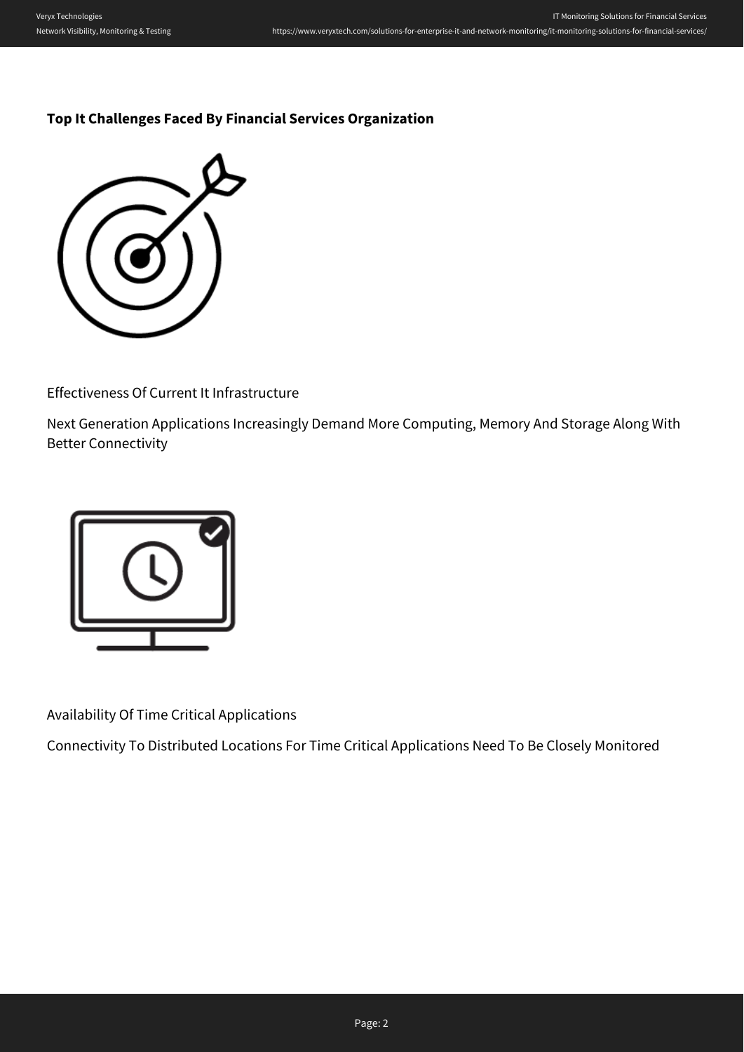**Top It Challenges Faced By Financial Services Organization**

Effectiveness Of Current It Infrastructure

Next Generation Applications Increasingly Demand More Computing, Memory And Storage Along With Better Connectivity

Availability Of Time Critical Applications

Connectivity To Distributed Locations For Time Critical Applications Need To Be Closely Monitored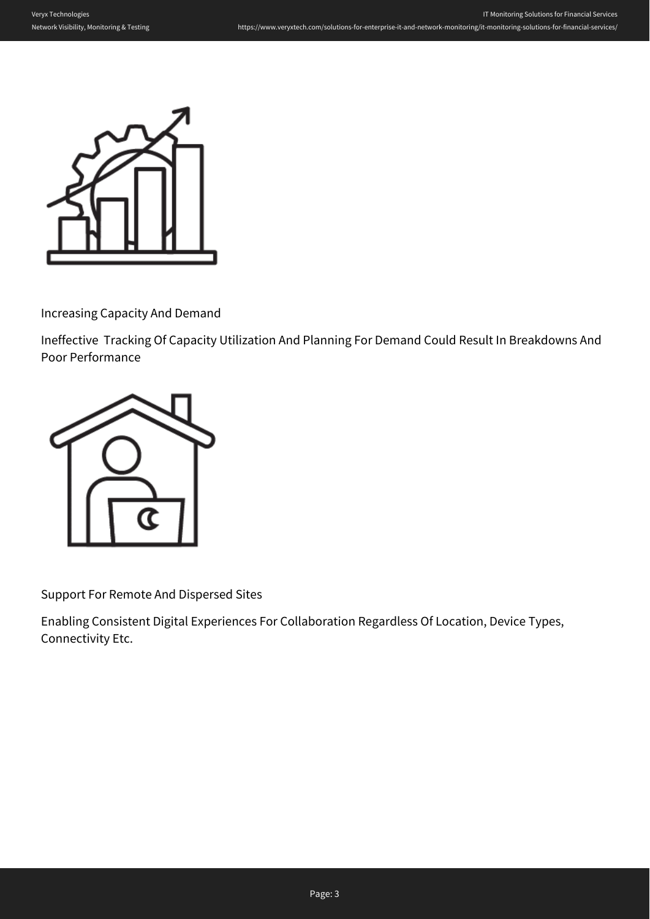Increasing Capacity And Demand

Ineffective  Tracking Of Capacity Utilization And Planning For Demand Could Result In Breakdowns And Poor Performance

Support For Remote And Dispersed Sites

Enabling Consistent Digital Experiences For Collaboration Regardless Of Location, Device Types, Connectivity Etc.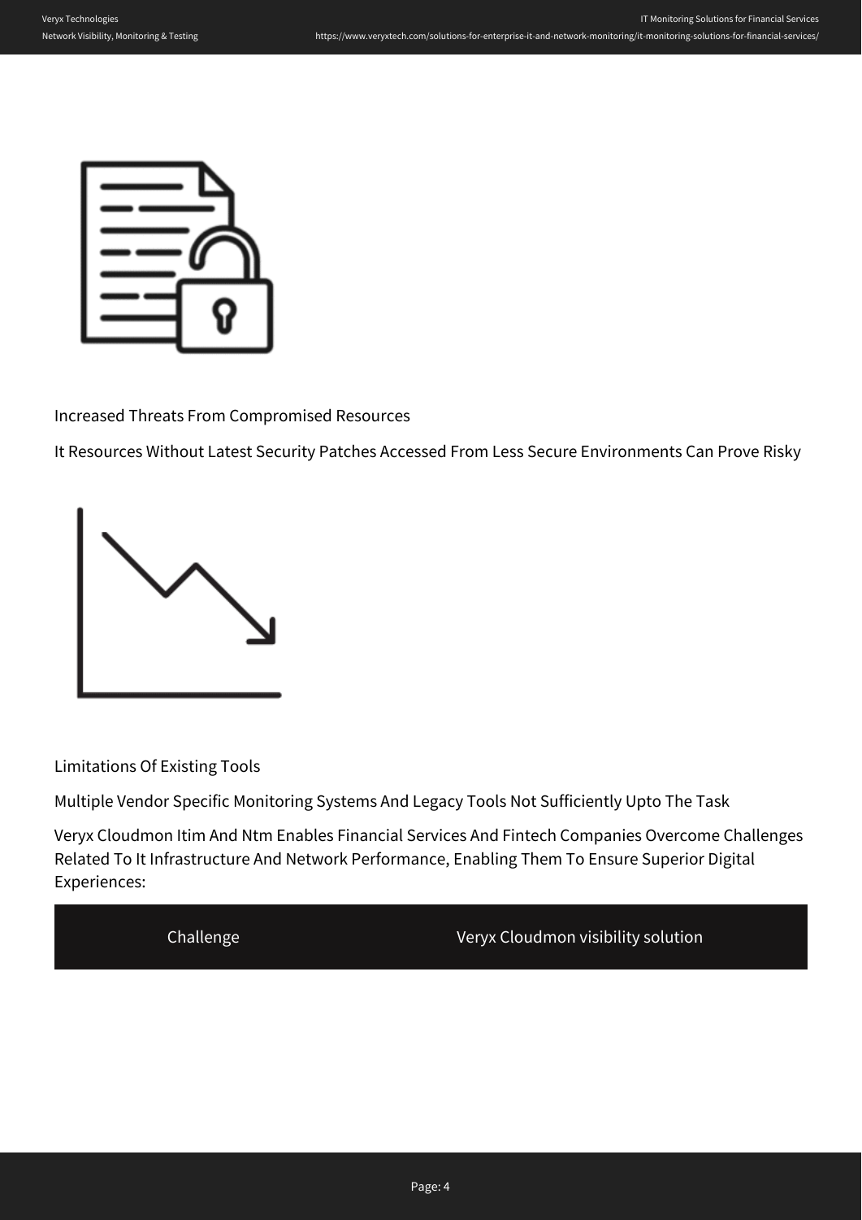Increased Threats From Compromised Resources

It Resources Without Latest Security Patches Accessed From Less Secure Environments Can Prove Risky

Limitations Of Existing Tools

Multiple Vendor Specific Monitoring Systems And Legacy Tools Not Sufficiently Upto The Task

Veryx Cloudmon Itim And Ntm Enables Financial Services And Fintech Companies Overcome Challenges Related To It Infrastructure And Network Performance, Enabling Them To Ensure Superior Digital Experiences:

| Challenge | Veryx Cloudmon visibility solution |
| --- | --- |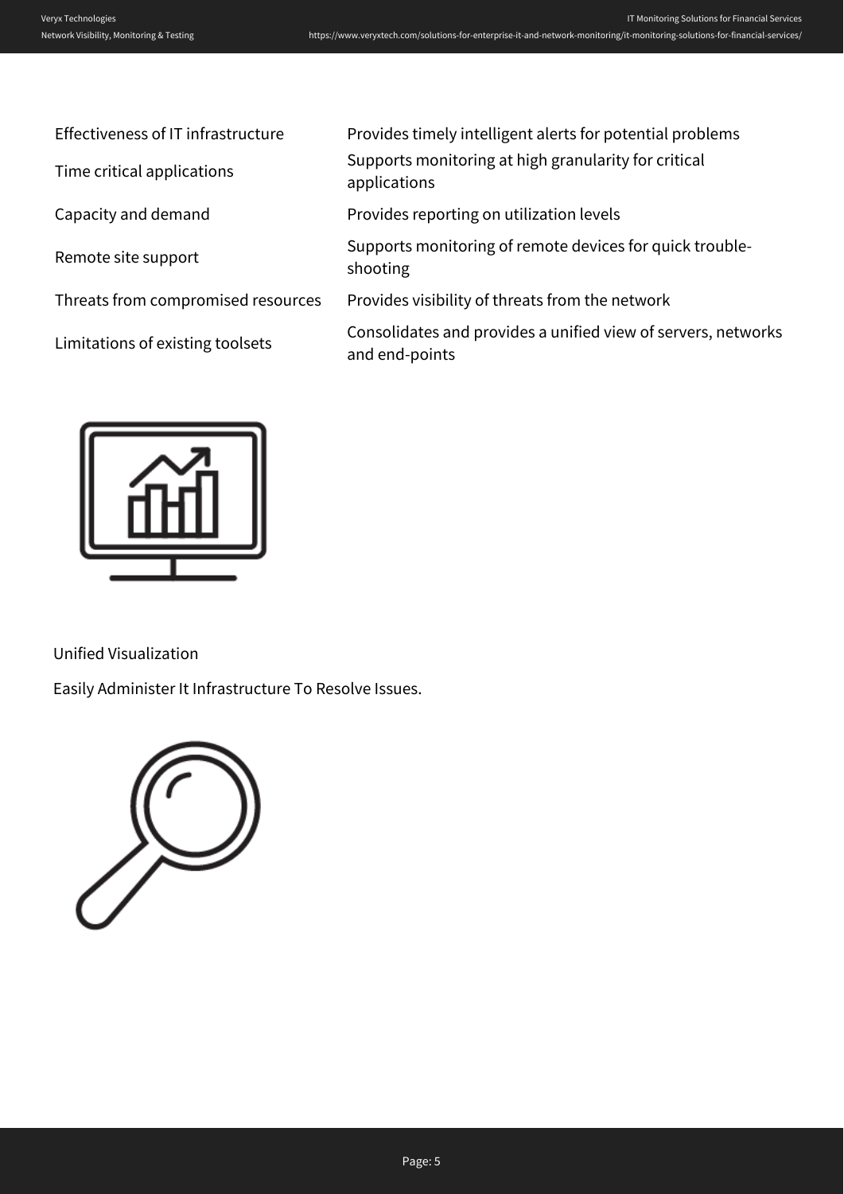| | |
|---|---|
| Effectiveness of IT infrastructure | Provides timely intelligent alerts for potential problems |
| Time critical applications | Supports monitoring at high granularity for critical applications |
| Capacity and demand | Provides reporting on utilization levels |
| Remote site support | Supports monitoring of remote devices for quick trouble-shooting |
| Threats from compromised resources | Provides visibility of threats from the network |
| Limitations of existing toolsets | Consolidates and provides a unified view of servers, networks and end-points |

Unified Visualization

Easily Administer It Infrastructure To Resolve Issues.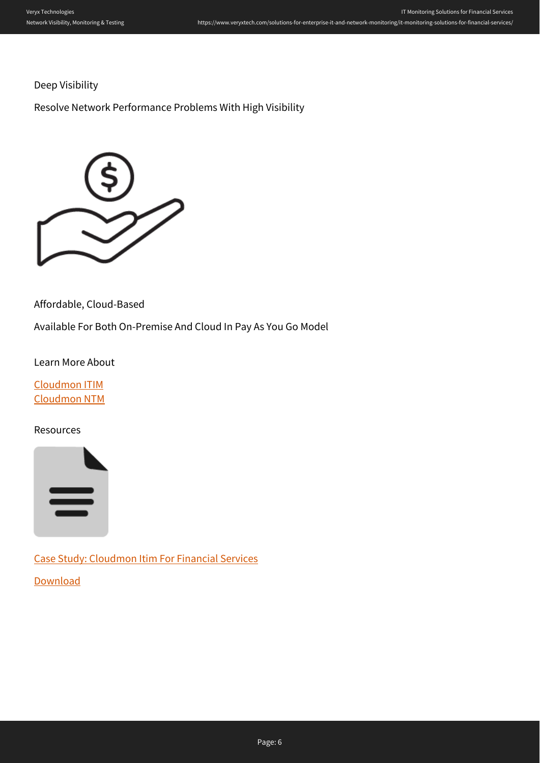Deep Visibility

Resolve Network Performance Problems With High Visibility

Affordable, Cloud-Based

Available For Both On-Premise And Cloud In Pay As You Go Model

Learn More About

Cloudmon ITIM
Cloudmon NTM

Resources

Case Study: Cloudmon Itim For Financial Services

Download